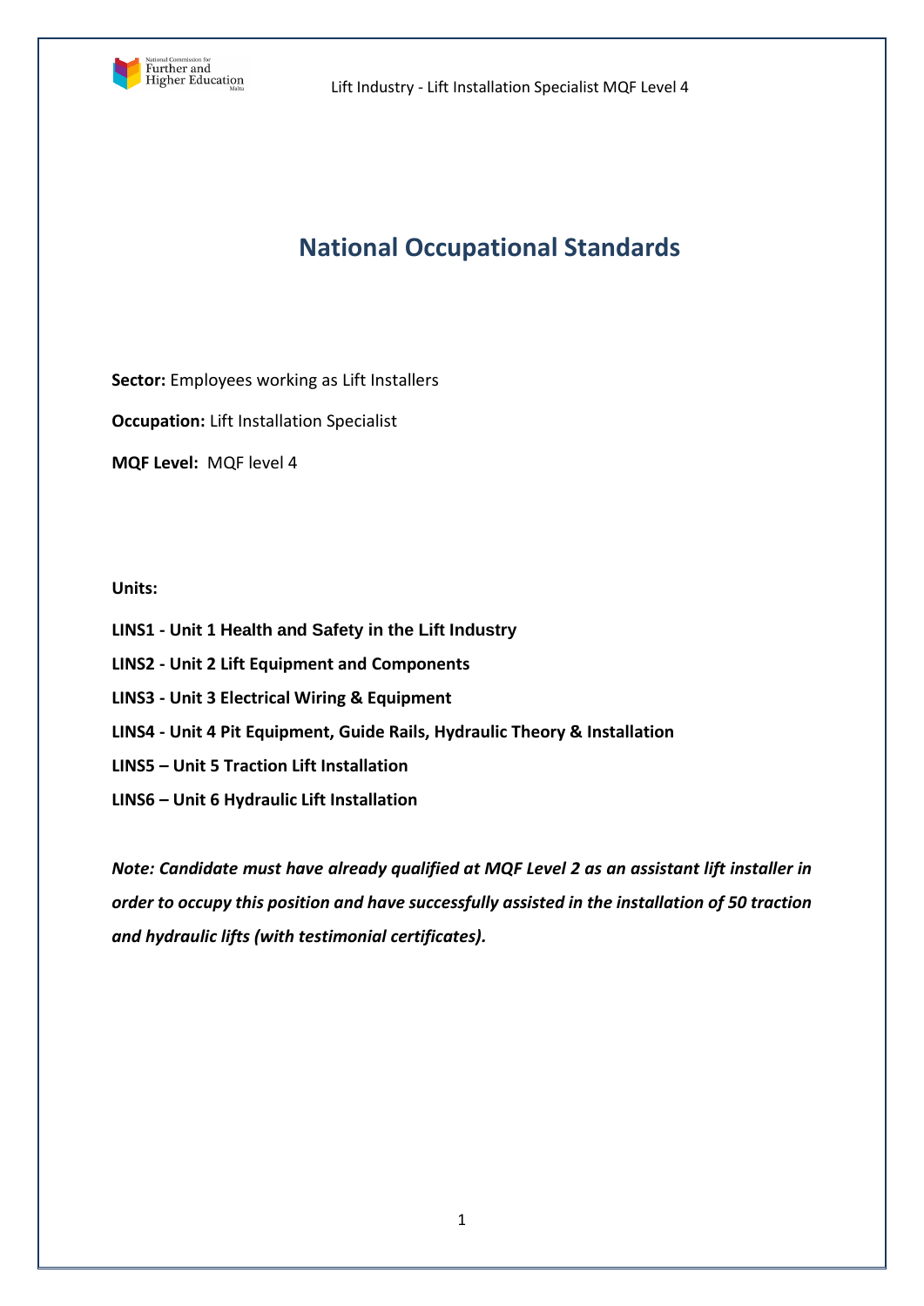# National Occupational Standards

**Sector:** Employees working as Lift Installers

**Occupation:** Lift Installation Specialist

**MQF Level:** MQF level 4

**Units:**

**LINS1 - Unit 1 Health and Safety in the Lift Industry**

**LINS2 - Unit 2 Lift Equipment and Components**

**LINS3 - Unit 3 Electrical Wiring & Equipment**

**LINS4 - Unit 4 Pit Equipment, Guide Rails, Hydraulic Theory & Installation**

**LINS5 – Unit 5 Traction Lift Installation**

**LINS6 – Unit 6 Hydraulic Lift Installation**

***Note: Candidate must have already qualified at MQF Level 2 as an assistant lift installer in order to occupy this position and have successfully assisted in the installation of 50 traction and hydraulic lifts (with testimonial certificates).***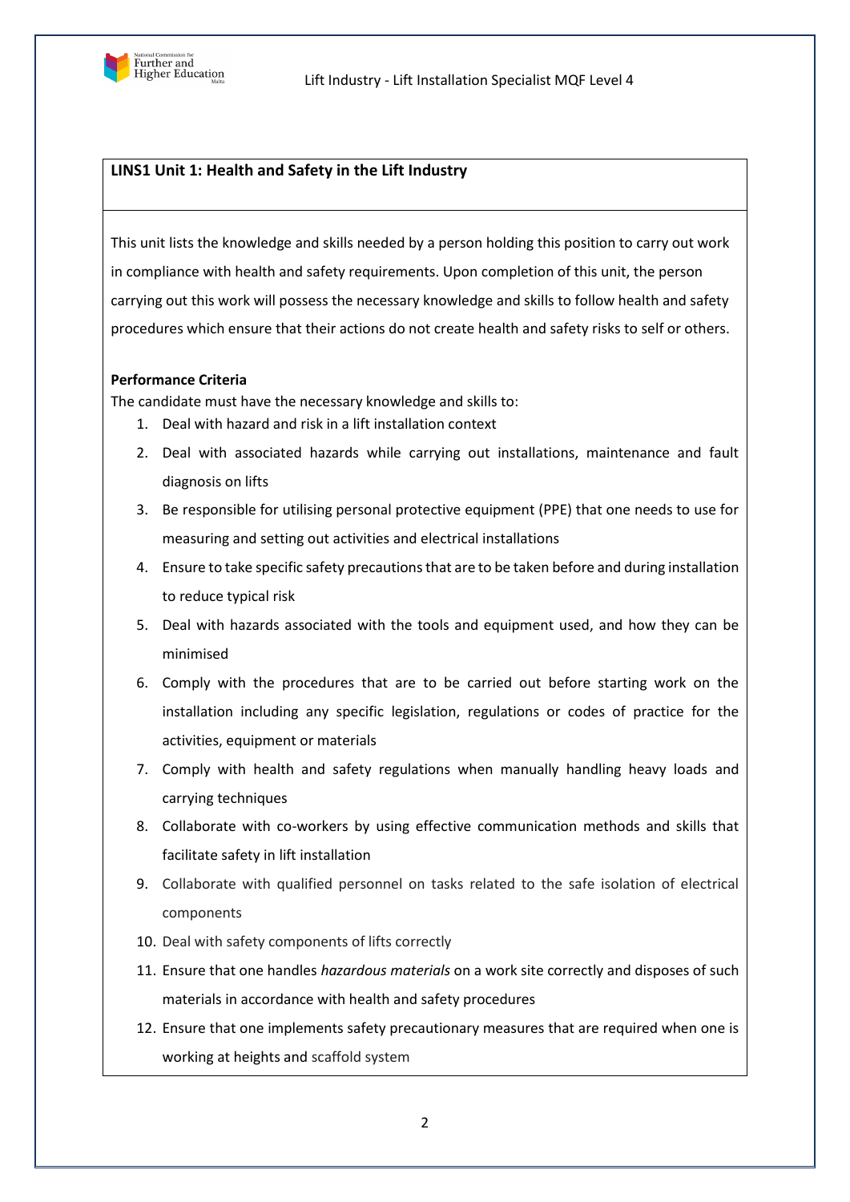## LINS1 Unit 1: Health and Safety in the Lift Industry

This unit lists the knowledge and skills needed by a person holding this position to carry out work in compliance with health and safety requirements. Upon completion of this unit, the person carrying out this work will possess the necessary knowledge and skills to follow health and safety procedures which ensure that their actions do not create health and safety risks to self or others.

**Performance Criteria**

The candidate must have the necessary knowledge and skills to:

1. Deal with hazard and risk in a lift installation context
2. Deal with associated hazards while carrying out installations, maintenance and fault diagnosis on lifts
3. Be responsible for utilising personal protective equipment (PPE) that one needs to use for measuring and setting out activities and electrical installations
4. Ensure to take specific safety precautions that are to be taken before and during installation to reduce typical risk
5. Deal with hazards associated with the tools and equipment used, and how they can be minimised
6. Comply with the procedures that are to be carried out before starting work on the installation including any specific legislation, regulations or codes of practice for the activities, equipment or materials
7. Comply with health and safety regulations when manually handling heavy loads and carrying techniques
8. Collaborate with co-workers by using effective communication methods and skills that facilitate safety in lift installation
9. Collaborate with qualified personnel on tasks related to the safe isolation of electrical components
10. Deal with safety components of lifts correctly
11. Ensure that one handles *hazardous materials* on a work site correctly and disposes of such materials in accordance with health and safety procedures
12. Ensure that one implements safety precautionary measures that are required when one is working at heights and scaffold system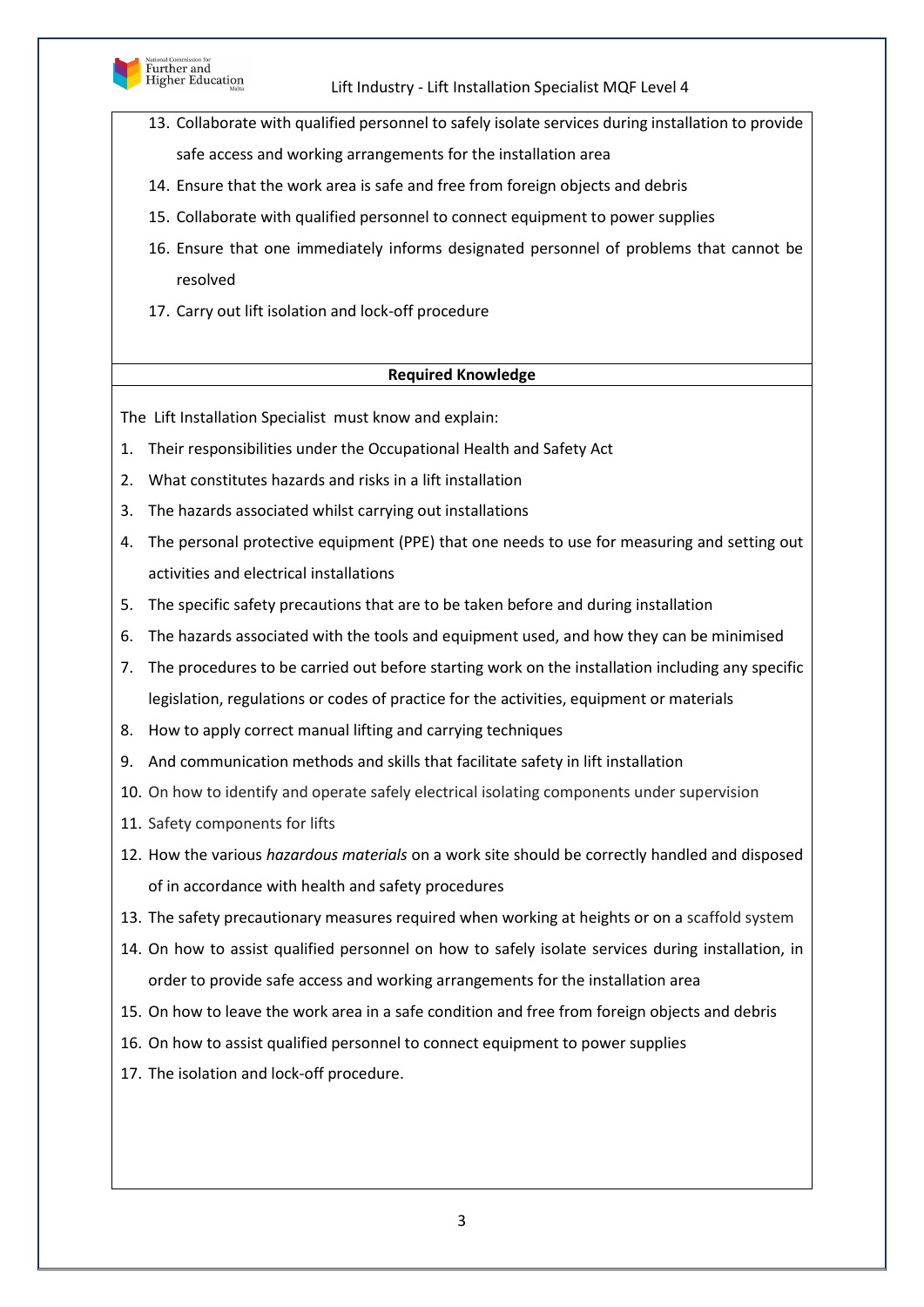13. Collaborate with qualified personnel to safely isolate services during installation to provide safe access and working arrangements for the installation area
14. Ensure that the work area is safe and free from foreign objects and debris
15. Collaborate with qualified personnel to connect equipment to power supplies
16. Ensure that one immediately informs designated personnel of problems that cannot be resolved
17. Carry out lift isolation and lock-off procedure

**Required Knowledge**

The Lift Installation Specialist must know and explain:

1. Their responsibilities under the Occupational Health and Safety Act
2. What constitutes hazards and risks in a lift installation
3. The hazards associated whilst carrying out installations
4. The personal protective equipment (PPE) that one needs to use for measuring and setting out activities and electrical installations
5. The specific safety precautions that are to be taken before and during installation
6. The hazards associated with the tools and equipment used, and how they can be minimised
7. The procedures to be carried out before starting work on the installation including any specific legislation, regulations or codes of practice for the activities, equipment or materials
8. How to apply correct manual lifting and carrying techniques
9. And communication methods and skills that facilitate safety in lift installation
10. On how to identify and operate safely electrical isolating components under supervision
11. Safety components for lifts
12. How the various *hazardous materials* on a work site should be correctly handled and disposed of in accordance with health and safety procedures
13. The safety precautionary measures required when working at heights or on a scaffold system
14. On how to assist qualified personnel on how to safely isolate services during installation, in order to provide safe access and working arrangements for the installation area
15. On how to leave the work area in a safe condition and free from foreign objects and debris
16. On how to assist qualified personnel to connect equipment to power supplies
17. The isolation and lock-off procedure.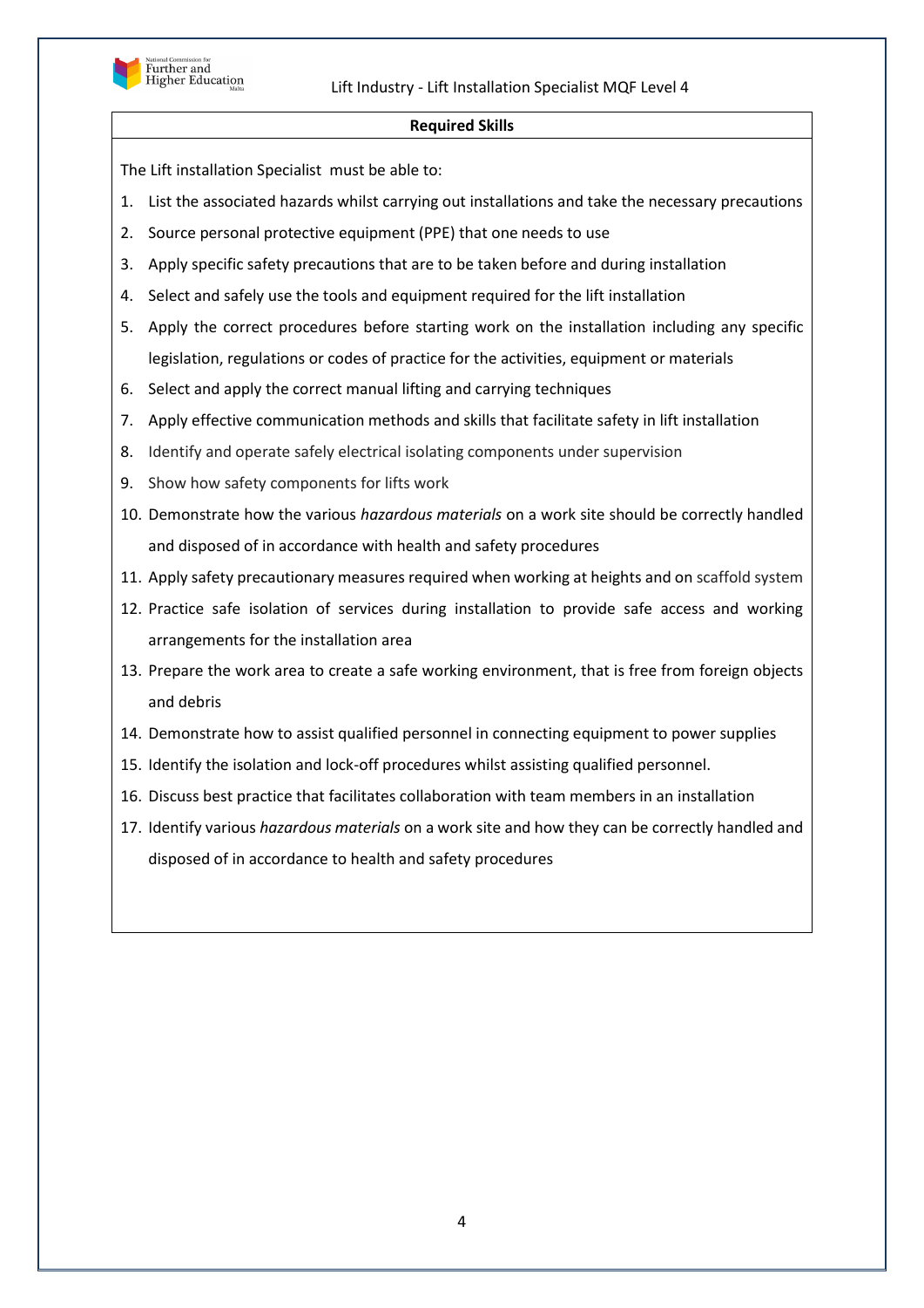**Required Skills**

The Lift installation Specialist must be able to:

1. List the associated hazards whilst carrying out installations and take the necessary precautions
2. Source personal protective equipment (PPE) that one needs to use
3. Apply specific safety precautions that are to be taken before and during installation
4. Select and safely use the tools and equipment required for the lift installation
5. Apply the correct procedures before starting work on the installation including any specific legislation, regulations or codes of practice for the activities, equipment or materials
6. Select and apply the correct manual lifting and carrying techniques
7. Apply effective communication methods and skills that facilitate safety in lift installation
8. Identify and operate safely electrical isolating components under supervision
9. Show how safety components for lifts work
10. Demonstrate how the various *hazardous materials* on a work site should be correctly handled and disposed of in accordance with health and safety procedures
11. Apply safety precautionary measures required when working at heights and on scaffold system
12. Practice safe isolation of services during installation to provide safe access and working arrangements for the installation area
13. Prepare the work area to create a safe working environment, that is free from foreign objects and debris
14. Demonstrate how to assist qualified personnel in connecting equipment to power supplies
15. Identify the isolation and lock-off procedures whilst assisting qualified personnel.
16. Discuss best practice that facilitates collaboration with team members in an installation
17. Identify various *hazardous materials* on a work site and how they can be correctly handled and disposed of in accordance to health and safety procedures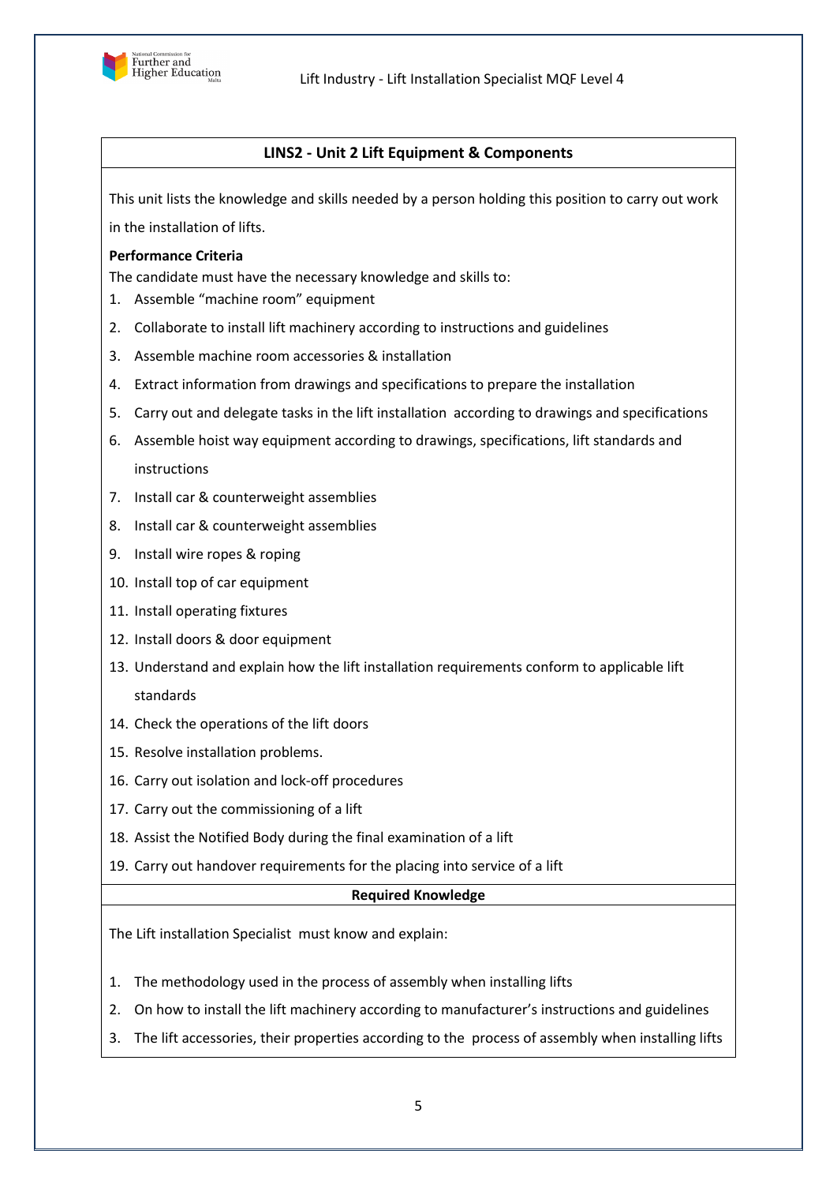## LINS2 - Unit 2 Lift Equipment & Components

This unit lists the knowledge and skills needed by a person holding this position to carry out work in the installation of lifts.

**Performance Criteria**

The candidate must have the necessary knowledge and skills to:

1. Assemble "machine room" equipment
2. Collaborate to install lift machinery according to instructions and guidelines
3. Assemble machine room accessories & installation
4. Extract information from drawings and specifications to prepare the installation
5. Carry out and delegate tasks in the lift installation according to drawings and specifications
6. Assemble hoist way equipment according to drawings, specifications, lift standards and instructions
7. Install car & counterweight assemblies
8. Install car & counterweight assemblies
9. Install wire ropes & roping
10. Install top of car equipment
11. Install operating fixtures
12. Install doors & door equipment
13. Understand and explain how the lift installation requirements conform to applicable lift standards
14. Check the operations of the lift doors
15. Resolve installation problems.
16. Carry out isolation and lock-off procedures
17. Carry out the commissioning of a lift
18. Assist the Notified Body during the final examination of a lift
19. Carry out handover requirements for the placing into service of a lift

**Required Knowledge**

The Lift installation Specialist must know and explain:

1. The methodology used in the process of assembly when installing lifts
2. On how to install the lift machinery according to manufacturer's instructions and guidelines
3. The lift accessories, their properties according to the process of assembly when installing lifts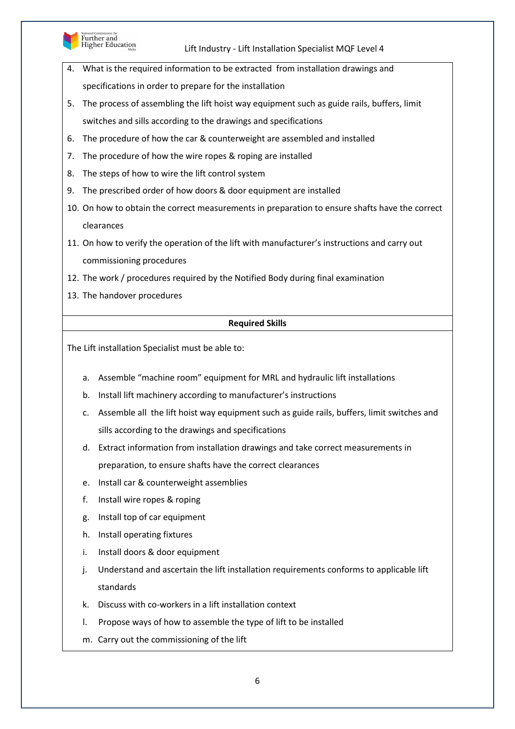4. What is the required information to be extracted from installation drawings and specifications in order to prepare for the installation
5. The process of assembling the lift hoist way equipment such as guide rails, buffers, limit switches and sills according to the drawings and specifications
6. The procedure of how the car & counterweight are assembled and installed
7. The procedure of how the wire ropes & roping are installed
8. The steps of how to wire the lift control system
9. The prescribed order of how doors & door equipment are installed
10. On how to obtain the correct measurements in preparation to ensure shafts have the correct clearances
11. On how to verify the operation of the lift with manufacturer's instructions and carry out commissioning procedures
12. The work / procedures required by the Notified Body during final examination
13. The handover procedures

**Required Skills**

The Lift installation Specialist must be able to:

a. Assemble "machine room" equipment for MRL and hydraulic lift installations
b. Install lift machinery according to manufacturer's instructions
c. Assemble all the lift hoist way equipment such as guide rails, buffers, limit switches and sills according to the drawings and specifications
d. Extract information from installation drawings and take correct measurements in preparation, to ensure shafts have the correct clearances
e. Install car & counterweight assemblies
f. Install wire ropes & roping
g. Install top of car equipment
h. Install operating fixtures
i. Install doors & door equipment
j. Understand and ascertain the lift installation requirements conforms to applicable lift standards
k. Discuss with co-workers in a lift installation context
l. Propose ways of how to assemble the type of lift to be installed
m. Carry out the commissioning of the lift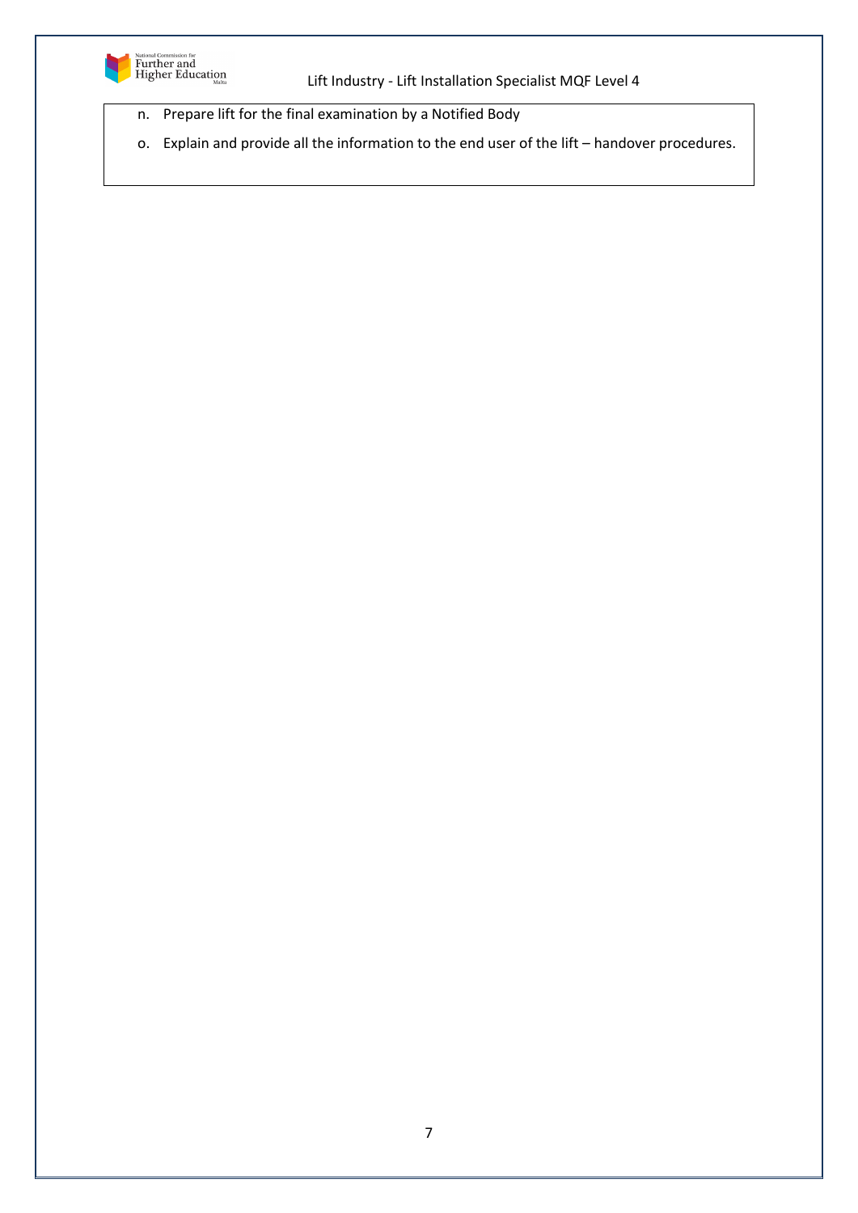n. Prepare lift for the final examination by a Notified Body

o. Explain and provide all the information to the end user of the lift – handover procedures.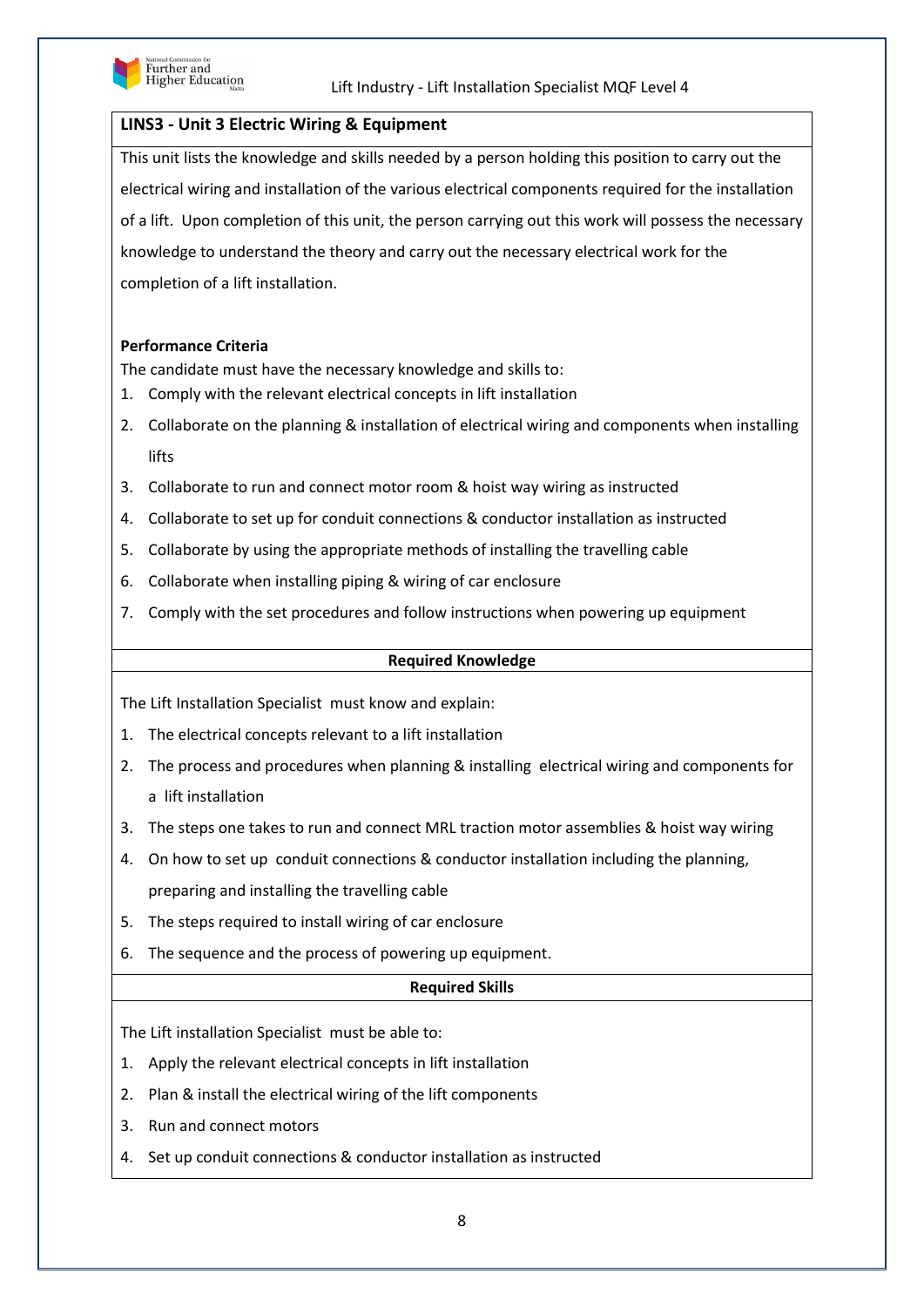## LINS3 - Unit 3 Electric Wiring & Equipment

This unit lists the knowledge and skills needed by a person holding this position to carry out the electrical wiring and installation of the various electrical components required for the installation of a lift. Upon completion of this unit, the person carrying out this work will possess the necessary knowledge to understand the theory and carry out the necessary electrical work for the completion of a lift installation.

**Performance Criteria**

The candidate must have the necessary knowledge and skills to:

1. Comply with the relevant electrical concepts in lift installation
2. Collaborate on the planning & installation of electrical wiring and components when installing lifts
3. Collaborate to run and connect motor room & hoist way wiring as instructed
4. Collaborate to set up for conduit connections & conductor installation as instructed
5. Collaborate by using the appropriate methods of installing the travelling cable
6. Collaborate when installing piping & wiring of car enclosure
7. Comply with the set procedures and follow instructions when powering up equipment

**Required Knowledge**

The Lift Installation Specialist must know and explain:

1. The electrical concepts relevant to a lift installation
2. The process and procedures when planning & installing electrical wiring and components for a lift installation
3. The steps one takes to run and connect MRL traction motor assemblies & hoist way wiring
4. On how to set up conduit connections & conductor installation including the planning, preparing and installing the travelling cable
5. The steps required to install wiring of car enclosure
6. The sequence and the process of powering up equipment.

**Required Skills**

The Lift installation Specialist must be able to:

1. Apply the relevant electrical concepts in lift installation
2. Plan & install the electrical wiring of the lift components
3. Run and connect motors
4. Set up conduit connections & conductor installation as instructed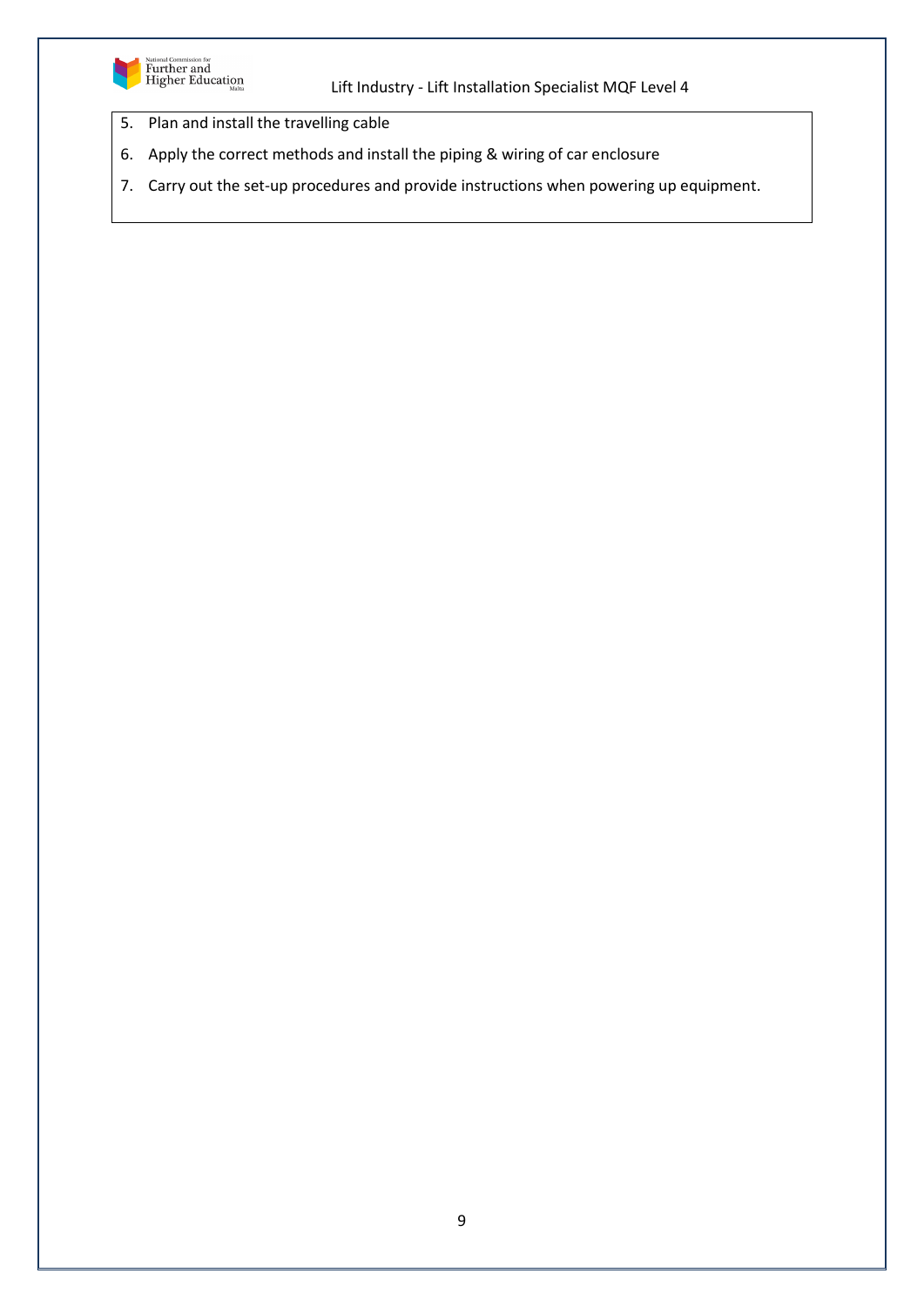5. Plan and install the travelling cable
6. Apply the correct methods and install the piping & wiring of car enclosure
7. Carry out the set-up procedures and provide instructions when powering up equipment.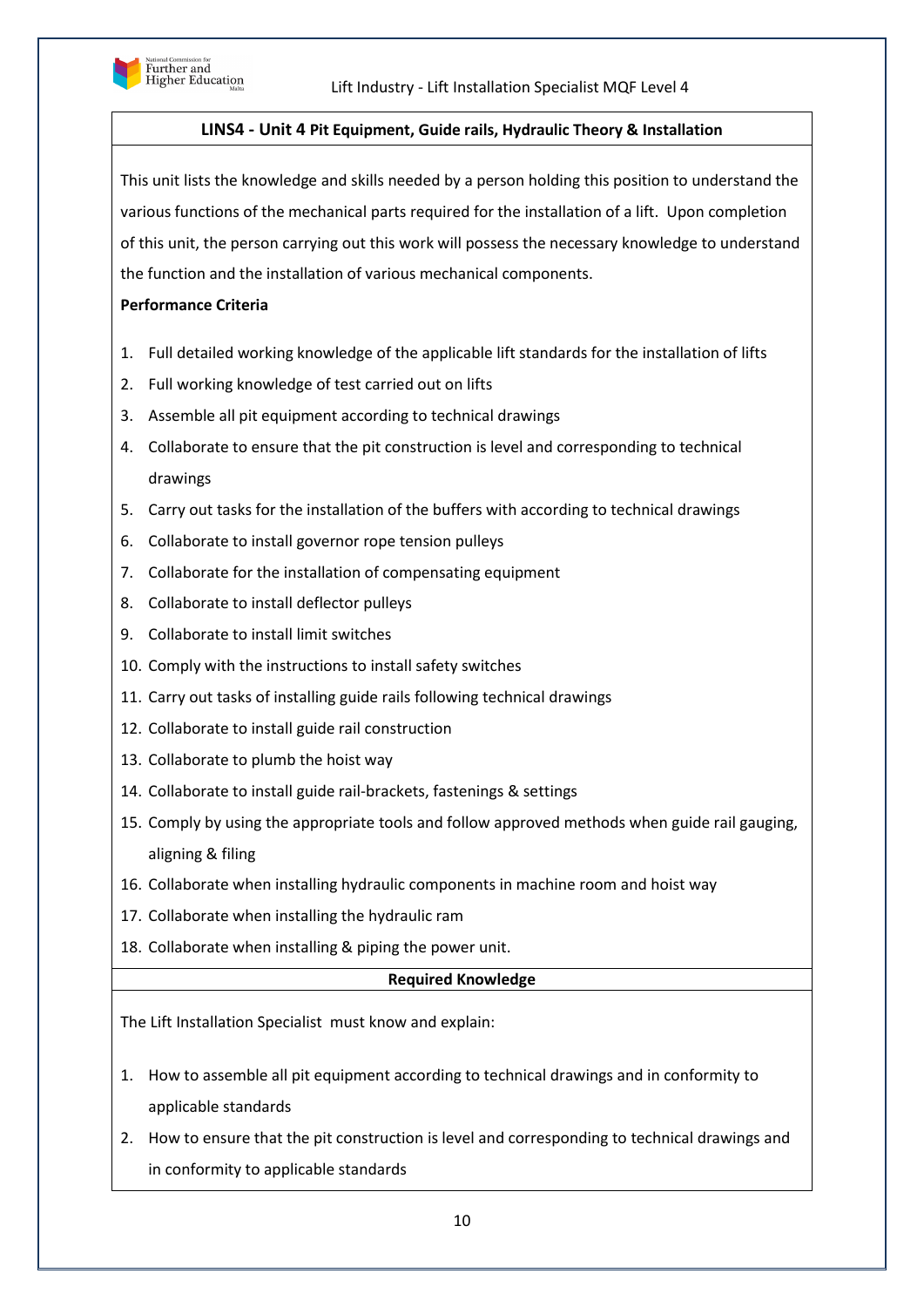## LINS4 - Unit 4 Pit Equipment, Guide rails, Hydraulic Theory & Installation

This unit lists the knowledge and skills needed by a person holding this position to understand the various functions of the mechanical parts required for the installation of a lift. Upon completion of this unit, the person carrying out this work will possess the necessary knowledge to understand the function and the installation of various mechanical components.

**Performance Criteria**

1. Full detailed working knowledge of the applicable lift standards for the installation of lifts
2. Full working knowledge of test carried out on lifts
3. Assemble all pit equipment according to technical drawings
4. Collaborate to ensure that the pit construction is level and corresponding to technical drawings
5. Carry out tasks for the installation of the buffers with according to technical drawings
6. Collaborate to install governor rope tension pulleys
7. Collaborate for the installation of compensating equipment
8. Collaborate to install deflector pulleys
9. Collaborate to install limit switches
10. Comply with the instructions to install safety switches
11. Carry out tasks of installing guide rails following technical drawings
12. Collaborate to install guide rail construction
13. Collaborate to plumb the hoist way
14. Collaborate to install guide rail-brackets, fastenings & settings
15. Comply by using the appropriate tools and follow approved methods when guide rail gauging, aligning & filing
16. Collaborate when installing hydraulic components in machine room and hoist way
17. Collaborate when installing the hydraulic ram
18. Collaborate when installing & piping the power unit.

**Required Knowledge**

The Lift Installation Specialist must know and explain:

1. How to assemble all pit equipment according to technical drawings and in conformity to applicable standards
2. How to ensure that the pit construction is level and corresponding to technical drawings and in conformity to applicable standards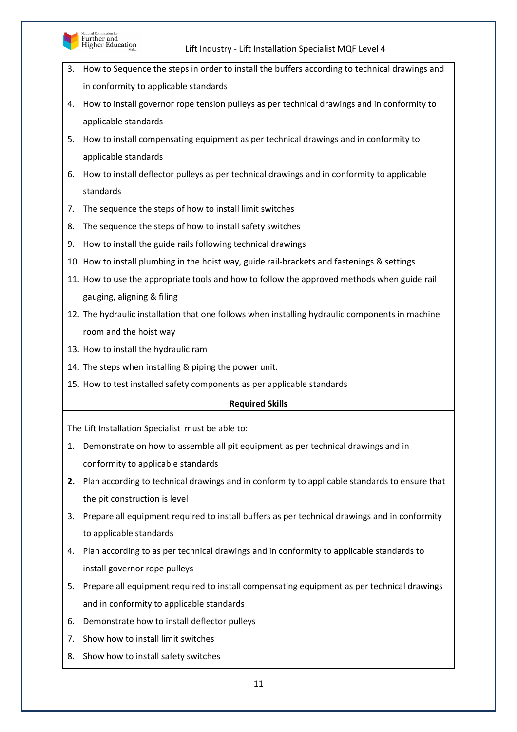3. How to Sequence the steps in order to install the buffers according to technical drawings and in conformity to applicable standards
4. How to install governor rope tension pulleys as per technical drawings and in conformity to applicable standards
5. How to install compensating equipment as per technical drawings and in conformity to applicable standards
6. How to install deflector pulleys as per technical drawings and in conformity to applicable standards
7. The sequence the steps of how to install limit switches
8. The sequence the steps of how to install safety switches
9. How to install the guide rails following technical drawings
10. How to install plumbing in the hoist way, guide rail-brackets and fastenings & settings
11. How to use the appropriate tools and how to follow the approved methods when guide rail gauging, aligning & filing
12. The hydraulic installation that one follows when installing hydraulic components in machine room and the hoist way
13. How to install the hydraulic ram
14. The steps when installing & piping the power unit.
15. How to test installed safety components as per applicable standards

**Required Skills**

The Lift Installation Specialist must be able to:

1. Demonstrate on how to assemble all pit equipment as per technical drawings and in conformity to applicable standards
2. Plan according to technical drawings and in conformity to applicable standards to ensure that the pit construction is level
3. Prepare all equipment required to install buffers as per technical drawings and in conformity to applicable standards
4. Plan according to as per technical drawings and in conformity to applicable standards to install governor rope pulleys
5. Prepare all equipment required to install compensating equipment as per technical drawings and in conformity to applicable standards
6. Demonstrate how to install deflector pulleys
7. Show how to install limit switches
8. Show how to install safety switches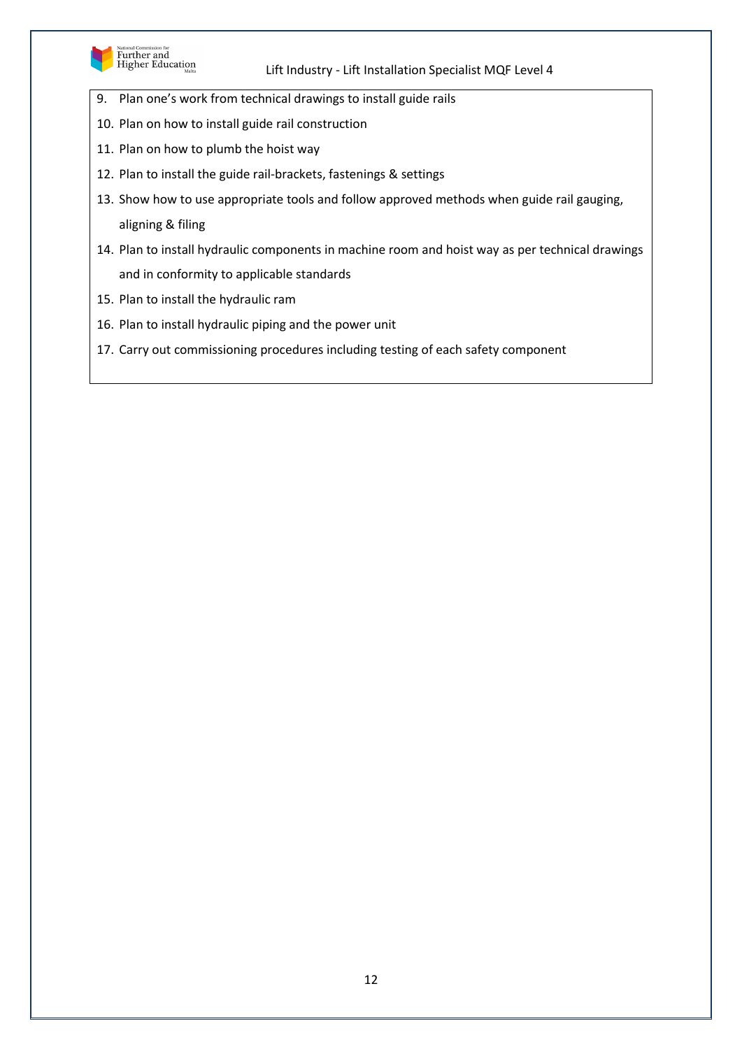9. Plan one's work from technical drawings to install guide rails
10. Plan on how to install guide rail construction
11. Plan on how to plumb the hoist way
12. Plan to install the guide rail-brackets, fastenings & settings
13. Show how to use appropriate tools and follow approved methods when guide rail gauging, aligning & filing
14. Plan to install hydraulic components in machine room and hoist way as per technical drawings and in conformity to applicable standards
15. Plan to install the hydraulic ram
16. Plan to install hydraulic piping and the power unit
17. Carry out commissioning procedures including testing of each safety component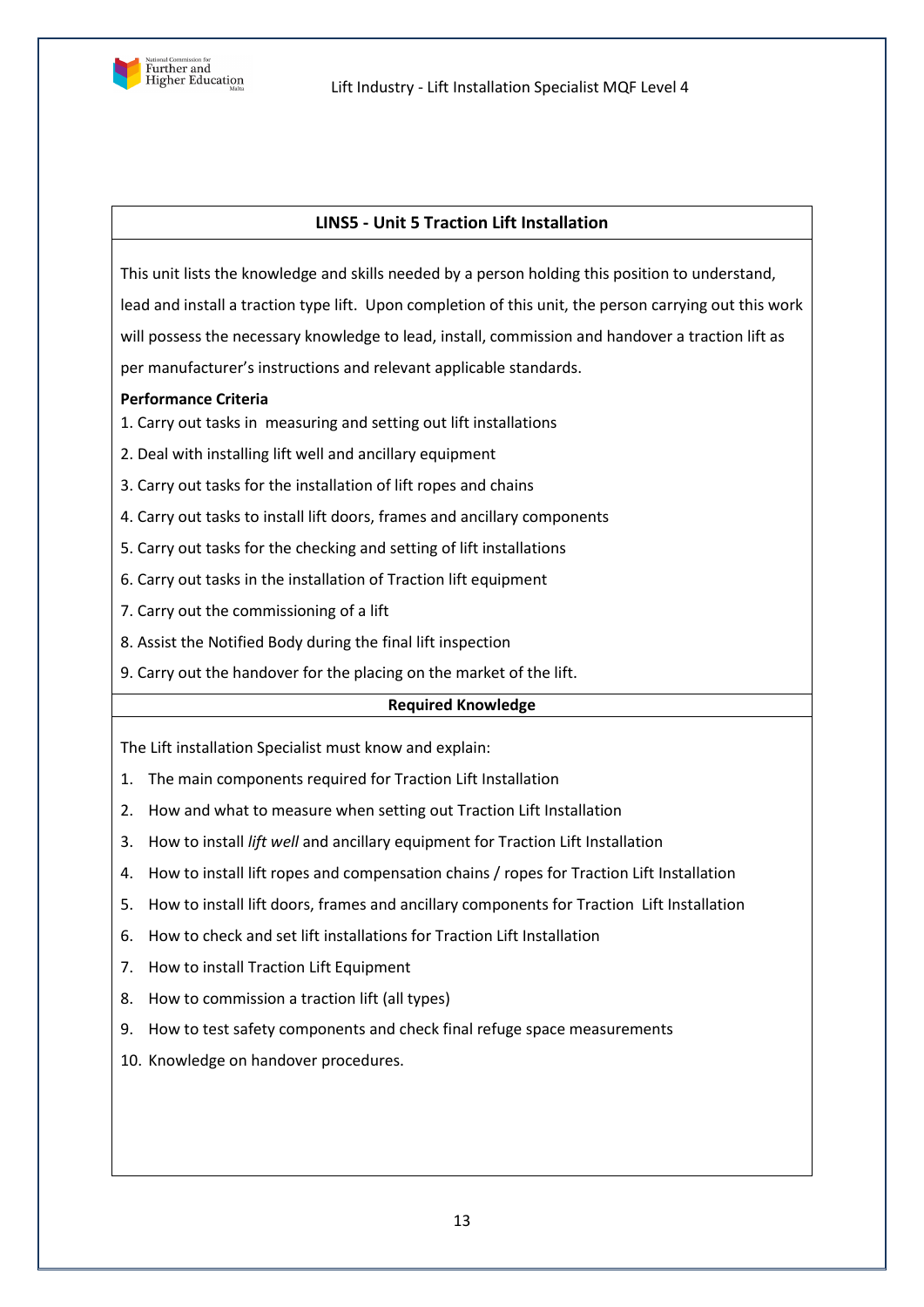## LINS5 - Unit 5 Traction Lift Installation

This unit lists the knowledge and skills needed by a person holding this position to understand, lead and install a traction type lift. Upon completion of this unit, the person carrying out this work will possess the necessary knowledge to lead, install, commission and handover a traction lift as per manufacturer's instructions and relevant applicable standards.

**Performance Criteria**

1. Carry out tasks in measuring and setting out lift installations
2. Deal with installing lift well and ancillary equipment
3. Carry out tasks for the installation of lift ropes and chains
4. Carry out tasks to install lift doors, frames and ancillary components
5. Carry out tasks for the checking and setting of lift installations
6. Carry out tasks in the installation of Traction lift equipment
7. Carry out the commissioning of a lift
8. Assist the Notified Body during the final lift inspection
9. Carry out the handover for the placing on the market of the lift.

**Required Knowledge**

The Lift installation Specialist must know and explain:

1. The main components required for Traction Lift Installation
2. How and what to measure when setting out Traction Lift Installation
3. How to install *lift well* and ancillary equipment for Traction Lift Installation
4. How to install lift ropes and compensation chains / ropes for Traction Lift Installation
5. How to install lift doors, frames and ancillary components for Traction Lift Installation
6. How to check and set lift installations for Traction Lift Installation
7. How to install Traction Lift Equipment
8. How to commission a traction lift (all types)
9. How to test safety components and check final refuge space measurements
10. Knowledge on handover procedures.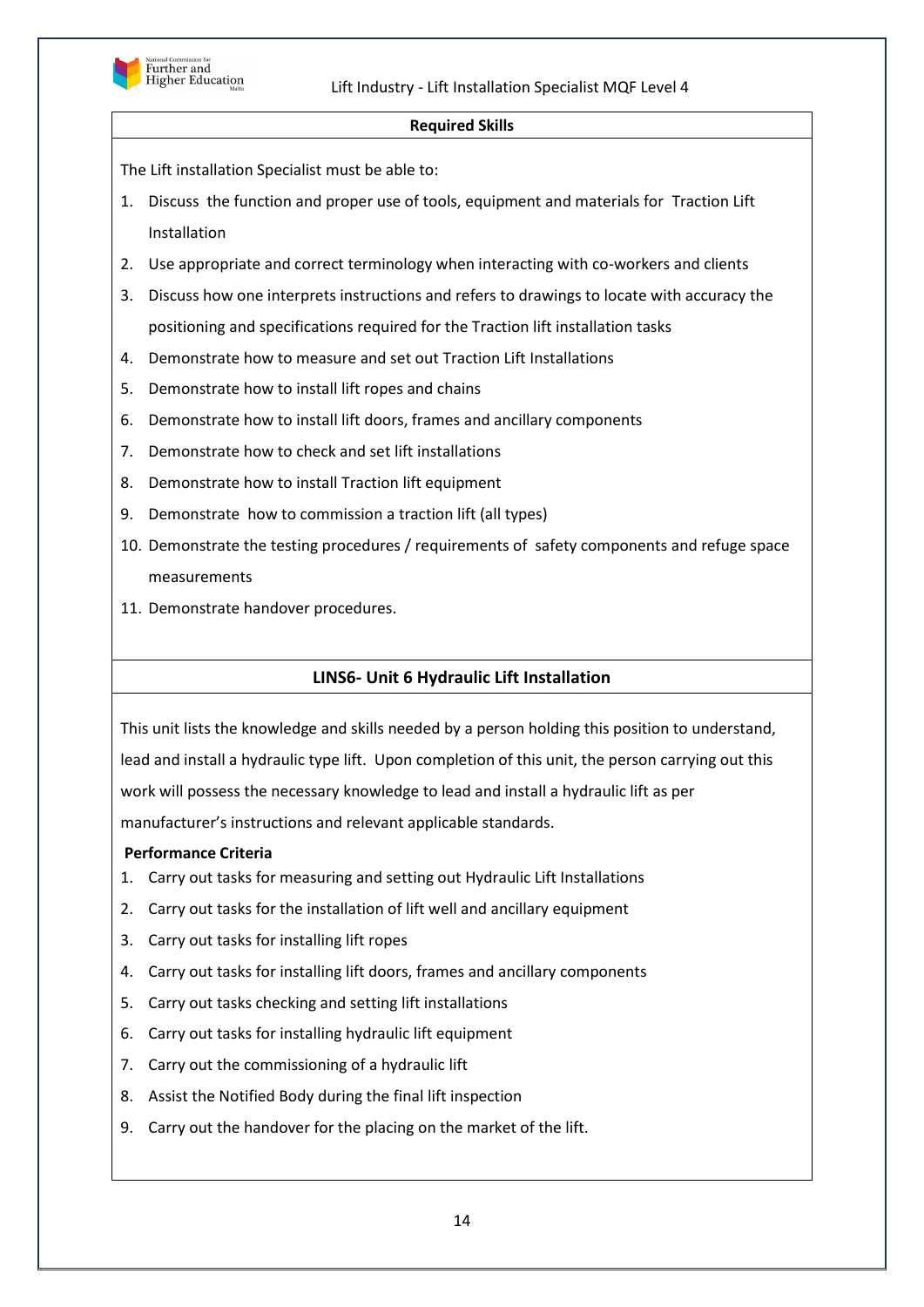### Required Skills

The Lift installation Specialist must be able to:

1. Discuss the function and proper use of tools, equipment and materials for Traction Lift Installation
2. Use appropriate and correct terminology when interacting with co-workers and clients
3. Discuss how one interprets instructions and refers to drawings to locate with accuracy the positioning and specifications required for the Traction lift installation tasks
4. Demonstrate how to measure and set out Traction Lift Installations
5. Demonstrate how to install lift ropes and chains
6. Demonstrate how to install lift doors, frames and ancillary components
7. Demonstrate how to check and set lift installations
8. Demonstrate how to install Traction lift equipment
9. Demonstrate how to commission a traction lift (all types)
10. Demonstrate the testing procedures / requirements of safety components and refuge space measurements
11. Demonstrate handover procedures.

## LINS6- Unit 6 Hydraulic Lift Installation

This unit lists the knowledge and skills needed by a person holding this position to understand, lead and install a hydraulic type lift. Upon completion of this unit, the person carrying out this work will possess the necessary knowledge to lead and install a hydraulic lift as per manufacturer's instructions and relevant applicable standards.

**Performance Criteria**

1. Carry out tasks for measuring and setting out Hydraulic Lift Installations
2. Carry out tasks for the installation of lift well and ancillary equipment
3. Carry out tasks for installing lift ropes
4. Carry out tasks for installing lift doors, frames and ancillary components
5. Carry out tasks checking and setting lift installations
6. Carry out tasks for installing hydraulic lift equipment
7. Carry out the commissioning of a hydraulic lift
8. Assist the Notified Body during the final lift inspection
9. Carry out the handover for the placing on the market of the lift.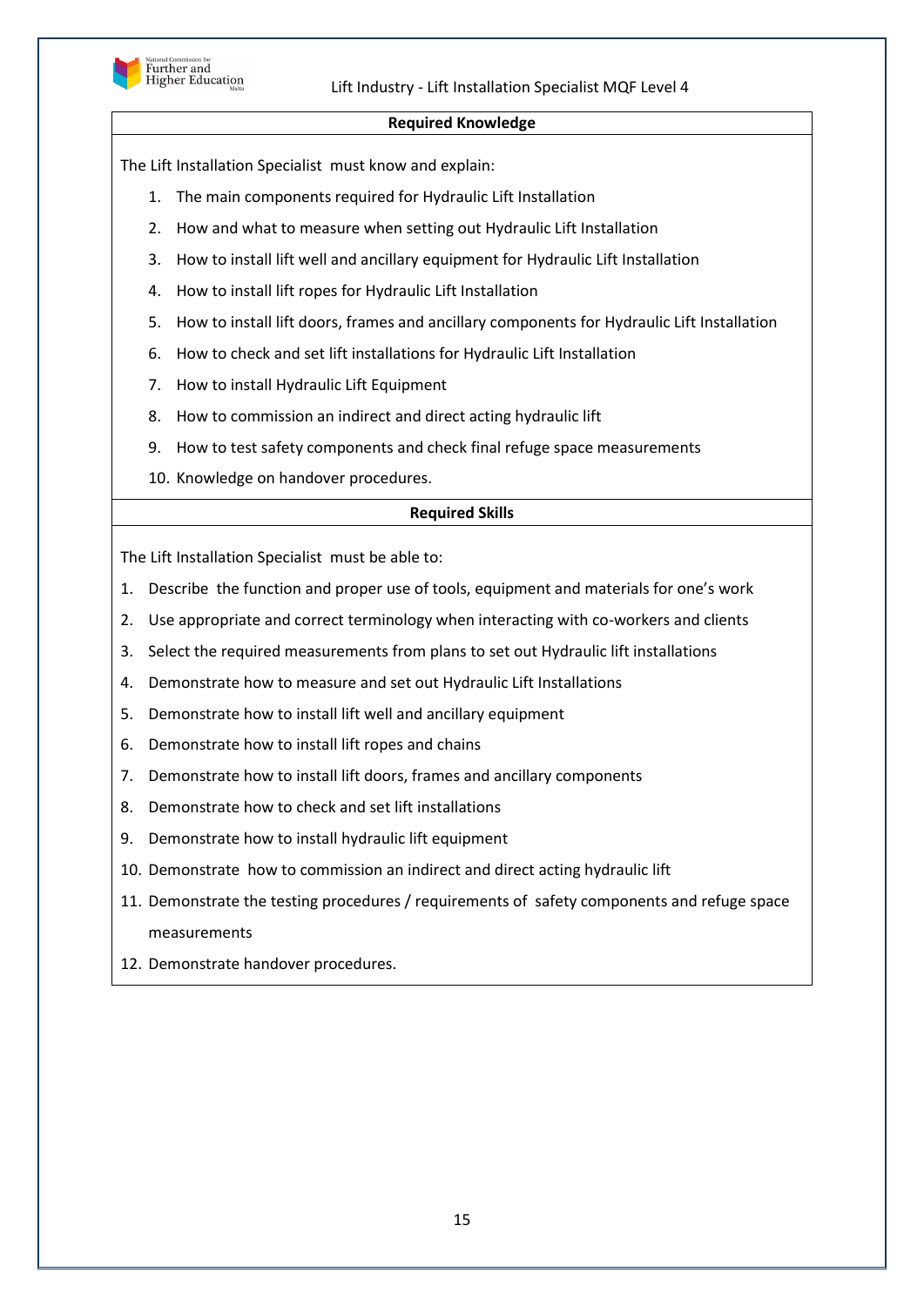**Required Knowledge**

The Lift Installation Specialist must know and explain:

1. The main components required for Hydraulic Lift Installation
2. How and what to measure when setting out Hydraulic Lift Installation
3. How to install lift well and ancillary equipment for Hydraulic Lift Installation
4. How to install lift ropes for Hydraulic Lift Installation
5. How to install lift doors, frames and ancillary components for Hydraulic Lift Installation
6. How to check and set lift installations for Hydraulic Lift Installation
7. How to install Hydraulic Lift Equipment
8. How to commission an indirect and direct acting hydraulic lift
9. How to test safety components and check final refuge space measurements
10. Knowledge on handover procedures.

**Required Skills**

The Lift Installation Specialist must be able to:

1. Describe the function and proper use of tools, equipment and materials for one's work
2. Use appropriate and correct terminology when interacting with co-workers and clients
3. Select the required measurements from plans to set out Hydraulic lift installations
4. Demonstrate how to measure and set out Hydraulic Lift Installations
5. Demonstrate how to install lift well and ancillary equipment
6. Demonstrate how to install lift ropes and chains
7. Demonstrate how to install lift doors, frames and ancillary components
8. Demonstrate how to check and set lift installations
9. Demonstrate how to install hydraulic lift equipment
10. Demonstrate how to commission an indirect and direct acting hydraulic lift
11. Demonstrate the testing procedures / requirements of safety components and refuge space measurements
12. Demonstrate handover procedures.